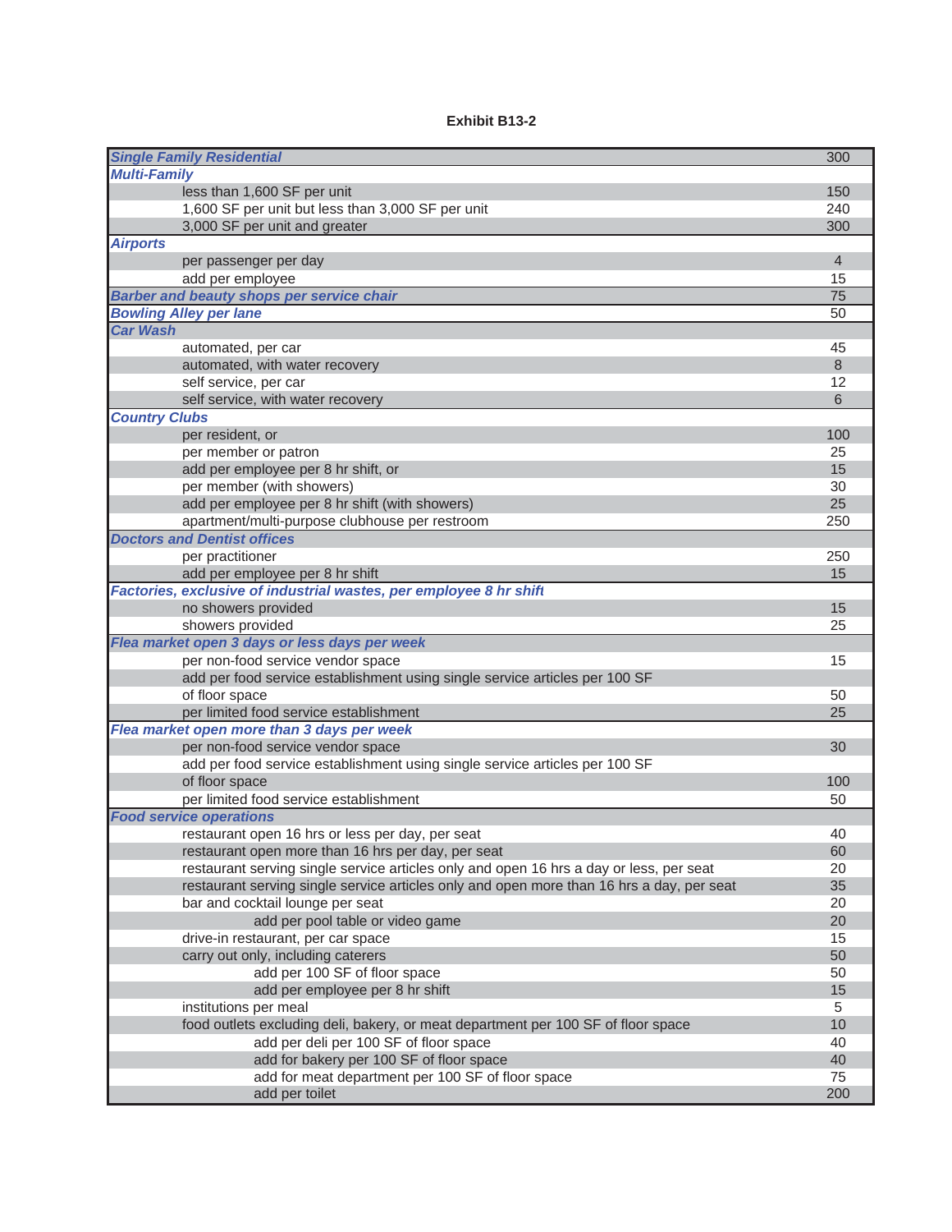**Exhibit B13-2**

| | |
|---|---|
| ***Single Family Residential*** | 300 |
| ***Multi-Family*** | |
| less than 1,600 SF per unit | 150 |
| 1,600 SF per unit but less than 3,000 SF per unit | 240 |
| 3,000 SF per unit and greater | 300 |
| ***Airports*** | |
| per passenger per day | 4 |
| add per employee | 15 |
| ***Barber and beauty shops per service chair*** | 75 |
| ***Bowling Alley per lane*** | 50 |
| ***Car Wash*** | |
| automated, per car | 45 |
| automated, with water recovery | 8 |
| self service, per car | 12 |
| self service, with water recovery | 6 |
| ***Country Clubs*** | |
| per resident, or | 100 |
| per member or patron | 25 |
| add per employee per 8 hr shift, or | 15 |
| per member (with showers) | 30 |
| add per employee per 8 hr shift (with showers) | 25 |
| apartment/multi-purpose clubhouse per restroom | 250 |
| ***Doctors and Dentist offices*** | |
| per practitioner | 250 |
| add per employee per 8 hr shift | 15 |
| ***Factories, exclusive of industrial wastes, per employee 8 hr shift*** | |
| no showers provided | 15 |
| showers provided | 25 |
| ***Flea market open 3 days or less days per week*** | |
| per non-food service vendor space | 15 |
| add per food service establishment using single service articles per 100 SF of floor space | 50 |
| per limited food service establishment | 25 |
| ***Flea market open more than 3 days per week*** | |
| per non-food service vendor space | 30 |
| add per food service establishment using single service articles per 100 SF of floor space | 100 |
| per limited food service establishment | 50 |
| ***Food service operations*** | |
| restaurant open 16 hrs or less per day, per seat | 40 |
| restaurant open more than 16 hrs per day, per seat | 60 |
| restaurant serving single service articles only and open 16 hrs a day or less, per seat | 20 |
| restaurant serving single service articles only and open more than 16 hrs a day, per seat | 35 |
| bar and cocktail lounge per seat | 20 |
| add per pool table or video game | 20 |
| drive-in restaurant, per car space | 15 |
| carry out only, including caterers | 50 |
| add per 100 SF of floor space | 50 |
| add per employee per 8 hr shift | 15 |
| institutions per meal | 5 |
| food outlets excluding deli, bakery, or meat department per 100 SF of floor space | 10 |
| add per deli per 100 SF of floor space | 40 |
| add for bakery per 100 SF of floor space | 40 |
| add for meat department per 100 SF of floor space | 75 |
| add per toilet | 200 |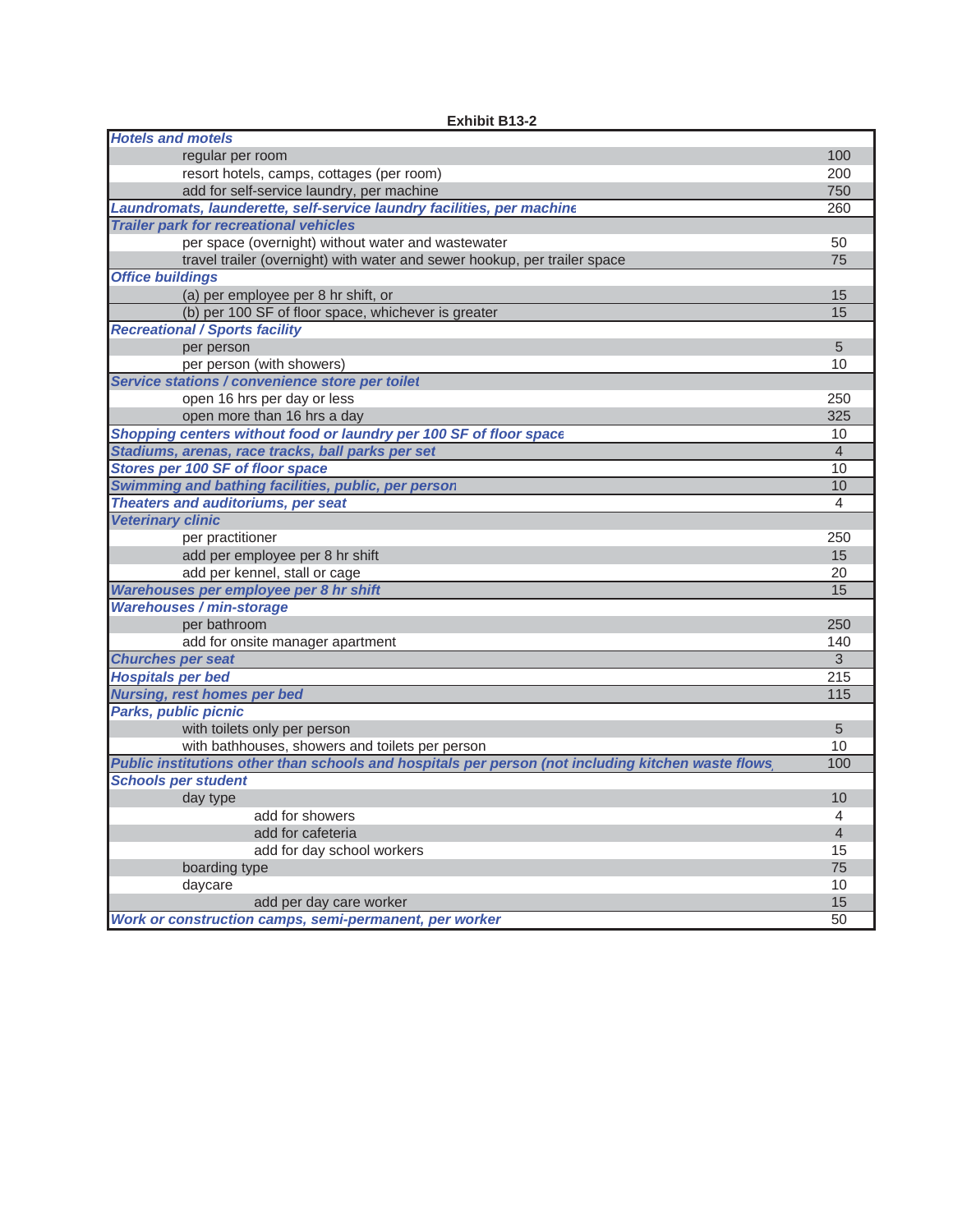**Exhibit B13-2**

| | |
|---|---|
| ***Hotels and motels*** | |
| regular per room | 100 |
| resort hotels, camps, cottages (per room) | 200 |
| add for self-service laundry, per machine | 750 |
| ***Laundromats, launderette, self-service laundry facilities, per machine*** | 260 |
| ***Trailer park for recreational vehicles*** | |
| per space (overnight) without water and wastewater | 50 |
| travel trailer (overnight) with water and sewer hookup, per trailer space | 75 |
| ***Office buildings*** | |
| (a) per employee per 8 hr shift, or | 15 |
| (b) per 100 SF of floor space, whichever is greater | 15 |
| ***Recreational / Sports facility*** | |
| per person | 5 |
| per person (with showers) | 10 |
| ***Service stations / convenience store per toilet*** | |
| open 16 hrs per day or less | 250 |
| open more than 16 hrs a day | 325 |
| ***Shopping centers without food or laundry per 100 SF of floor space*** | 10 |
| ***Stadiums, arenas, race tracks, ball parks per set*** | 4 |
| ***Stores per 100 SF of floor space*** | 10 |
| ***Swimming and bathing facilities, public, per person*** | 10 |
| ***Theaters and auditoriums, per seat*** | 4 |
| ***Veterinary clinic*** | |
| per practitioner | 250 |
| add per employee per 8 hr shift | 15 |
| add per kennel, stall or cage | 20 |
| ***Warehouses per employee per 8 hr shift*** | 15 |
| ***Warehouses / min-storage*** | |
| per bathroom | 250 |
| add for onsite manager apartment | 140 |
| ***Churches per seat*** | 3 |
| ***Hospitals per bed*** | 215 |
| ***Nursing, rest homes per bed*** | 115 |
| ***Parks, public picnic*** | |
| with toilets only per person | 5 |
| with bathhouses, showers and toilets per person | 10 |
| ***Public institutions other than schools and hospitals per person (not including kitchen waste flows)*** | 100 |
| ***Schools per student*** | |
| day type | 10 |
| add for showers | 4 |
| add for cafeteria | 4 |
| add for day school workers | 15 |
| boarding type | 75 |
| daycare | 10 |
| add per day care worker | 15 |
| ***Work or construction camps, semi-permanent, per worker*** | 50 |